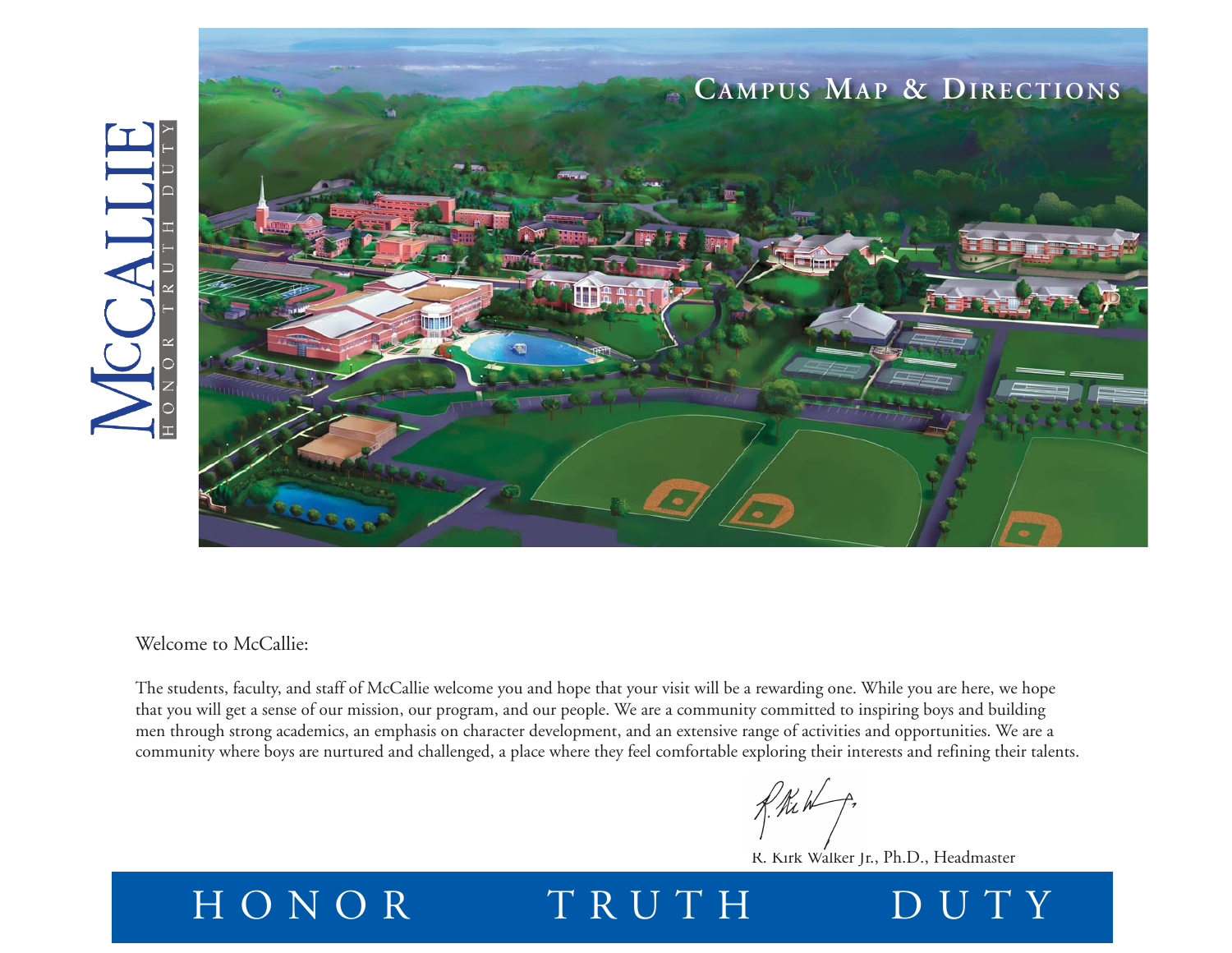# McCallie

HONOR TRUTH DUTY

## Campus Map & Directions

Welcome to McCallie:

The students, faculty, and staff of McCallie welcome you and hope that your visit will be a rewarding one. While you are here, we hope that you will get a sense of our mission, our program, and our people. We are a community committed to inspiring boys and building men through strong academics, an emphasis on character development, and an extensive range of activities and opportunities. We are a community where boys are nurtured and challenged, a place where they feel comfortable exploring their interests and refining their talents.

R. Kirk Walker Jr., Ph.D., Headmaster

HONOR TRUTH DUTY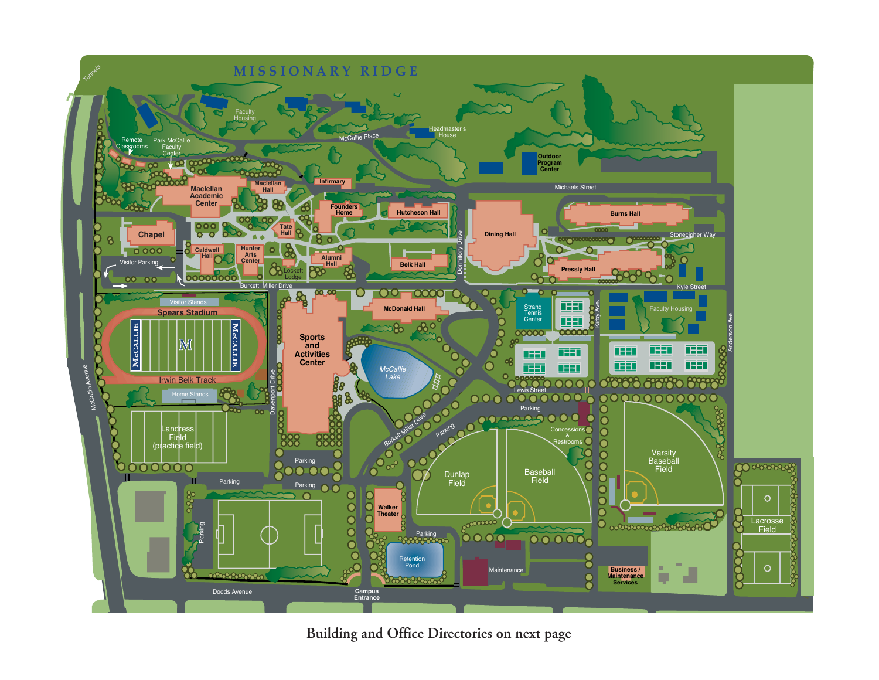# MISSIONARY RIDGE

Tunnels

Faculty Housing

McCallie Place

Headmaster s House

Outdoor Program Center

Remote Classrooms

Park McCallie Faculty Center

Maclellan Academic Center

Maclellan Hall

Infirmary

Michaels Street

Founders Home

Hutcheson Hall

Dining Hall

Burns Hall

Tate Hall

Stonecipher Way

Chapel

Caldwell Hall

Hunter Arts Center

Alumni Hall

Belk Hall

Dormitory Drive

Pressly Hall

Visitor Parking

Lockett Lodge

Burkett Miller Drive

Kyle Street

Visitor Stands

Spears Stadium

McDonald Hall

Strang Tennis Center

Kirby Ave.

Faculty Housing

Anderson Ave.

McCALLIE

Sports and Activities Center

McCallie Lake

Irwin Belk Track

Home Stands

Davenport Drive

Lewis Street

McCallie Avenue

Parking

Landress Field (practice field)

Burkett Miller Drive

Parking

Concessions & Restrooms

Varsity Baseball Field

Parking

Dunlap Field

Baseball Field

Parking

Parking

Lacrosse Field

Walker Theater

Parking

Parking

Retention Pond

Maintenance

Business / Maintenance Services

Dodds Avenue

Campus Entrance

Building and Office Directories on next page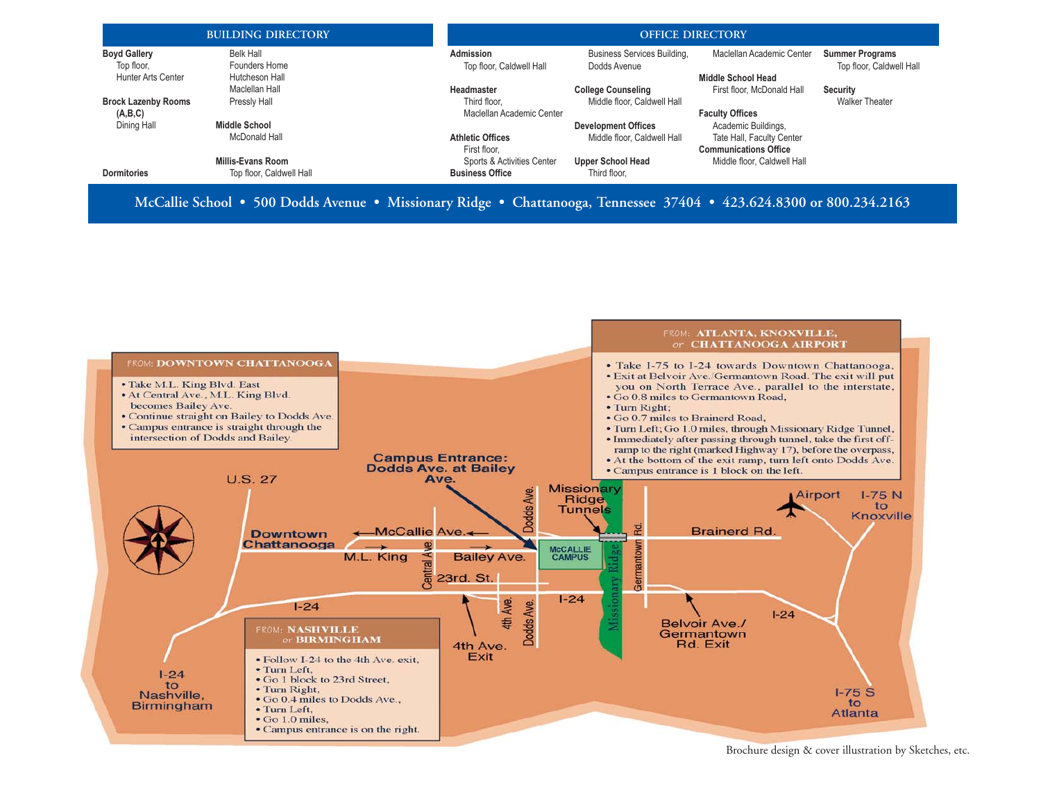## BUILDING DIRECTORY

**Boyd Gallery**
Top floor, Hunter Arts Center

**Brock Lazenby Rooms (A,B,C)**
Dining Hall

**Dormitories**
Belk Hall
Founders Home
Hutcheson Hall
Maclellan Hall
Pressly Hall

**Middle School**
McDonald Hall

**Millis-Evans Room**
Top floor, Caldwell Hall

## OFFICE DIRECTORY

**Admission**
Top floor, Caldwell Hall

**Headmaster**
Third floor, Maclellan Academic Center

**Athletic Offices**
First floor, Sports & Activities Center

**Business Office**
Business Services Building, Dodds Avenue

**College Counseling**
Middle floor, Caldwell Hall

**Development Offices**
Middle floor, Caldwell Hall

**Upper School Head**
Third floor, Maclellan Academic Center

**Middle School Head**
First floor, McDonald Hall

**Faculty Offices**
Academic Buildings, Tate Hall, Faculty Center

**Communications Office**
Middle floor, Caldwell Hall

**Summer Programs**
Top floor, Caldwell Hall

**Security**
Walker Theater

**McCallie School • 500 Dodds Avenue • Missionary Ridge • Chattanooga, Tennessee 37404 • 423.624.8300 or 800.234.2163**

### FROM: DOWNTOWN CHATTANOOGA

- Take M.L. King Blvd. East
- At Central Ave., M.L. King Blvd. becomes Bailey Ave.
- Continue straight on Bailey to Dodds Ave.
- Campus entrance is straight through the intersection of Dodds and Bailey.

### FROM: ATLANTA, KNOXVILLE, or CHATTANOOGA AIRPORT

- Take I-75 to I-24 towards Downtown Chattanooga,
- Exit at Belvoir Ave./Germantown Road. The exit will put you on North Terrace Ave., parallel to the interstate,
- Go 0.8 miles to Germantown Road,
- Turn Right;
- Go 0.7 miles to Brainerd Road,
- Turn Left; Go 1.0 miles, through Missionary Ridge Tunnel,
- Immediately after passing through tunnel, take the first off-ramp to the right (marked Highway 17), before the overpass,
- At the bottom of the exit ramp, turn left onto Dodds Ave.
- Campus entrance is 1 block on the left.

### FROM: NASHVILLE or BIRMINGHAM

- Follow I-24 to the 4th Ave. exit,
- Turn Left,
- Go 1 block to 23rd Street,
- Turn Right,
- Go 0.4 miles to Dodds Ave.,
- Turn Left,
- Go 1.0 miles,
- Campus entrance is on the right.

Campus Entrance: Dodds Ave. at Bailey Ave.

U.S. 27 · Downtown Chattanooga · McCallie Ave. · M.L. King · Central Ave. · Bailey Ave. · 23rd St. · 4th Ave. · Dodds Ave. · McCALLIE CAMPUS · Missionary Ridge Tunnels · Missionary Ridge · Germantown Rd. · Brainerd Rd. · I-24 · 4th Ave. Exit · Belvoir Ave./Germantown Rd. Exit · Airport · I-75 N to Knoxville · I-75 S to Atlanta · I-24 to Nashville, Birmingham

Brochure design & cover illustration by Sketches, etc.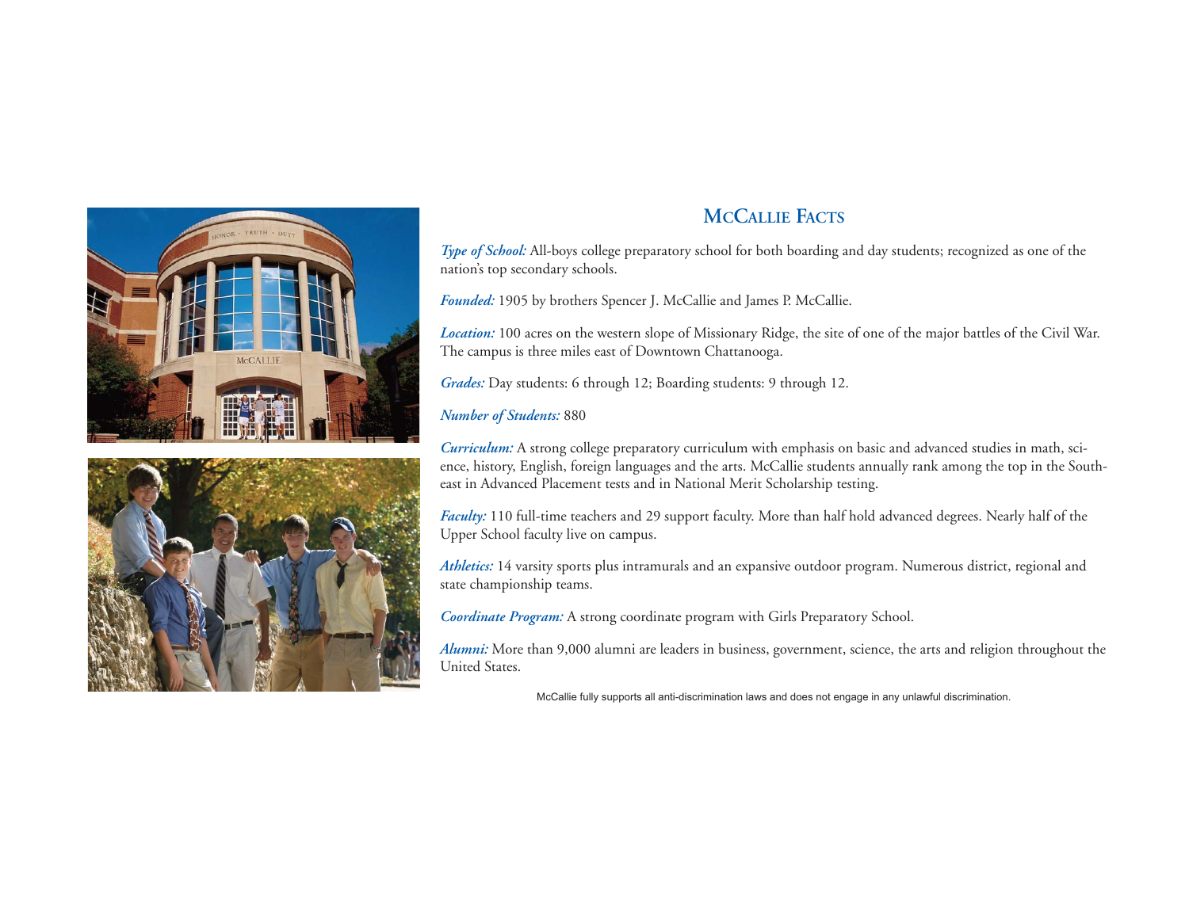## McCallie Facts

***Type of School:*** All-boys college preparatory school for both boarding and day students; recognized as one of the nation's top secondary schools.

***Founded:*** 1905 by brothers Spencer J. McCallie and James P. McCallie.

***Location:*** 100 acres on the western slope of Missionary Ridge, the site of one of the major battles of the Civil War. The campus is three miles east of Downtown Chattanooga.

***Grades:*** Day students: 6 through 12; Boarding students: 9 through 12.

***Number of Students:*** 880

***Curriculum:*** A strong college preparatory curriculum with emphasis on basic and advanced studies in math, science, history, English, foreign languages and the arts. McCallie students annually rank among the top in the Southeast in Advanced Placement tests and in National Merit Scholarship testing.

***Faculty:*** 110 full-time teachers and 29 support faculty. More than half hold advanced degrees. Nearly half of the Upper School faculty live on campus.

***Athletics:*** 14 varsity sports plus intramurals and an expansive outdoor program. Numerous district, regional and state championship teams.

***Coordinate Program:*** A strong coordinate program with Girls Preparatory School.

***Alumni:*** More than 9,000 alumni are leaders in business, government, science, the arts and religion throughout the United States.

McCallie fully supports all anti-discrimination laws and does not engage in any unlawful discrimination.